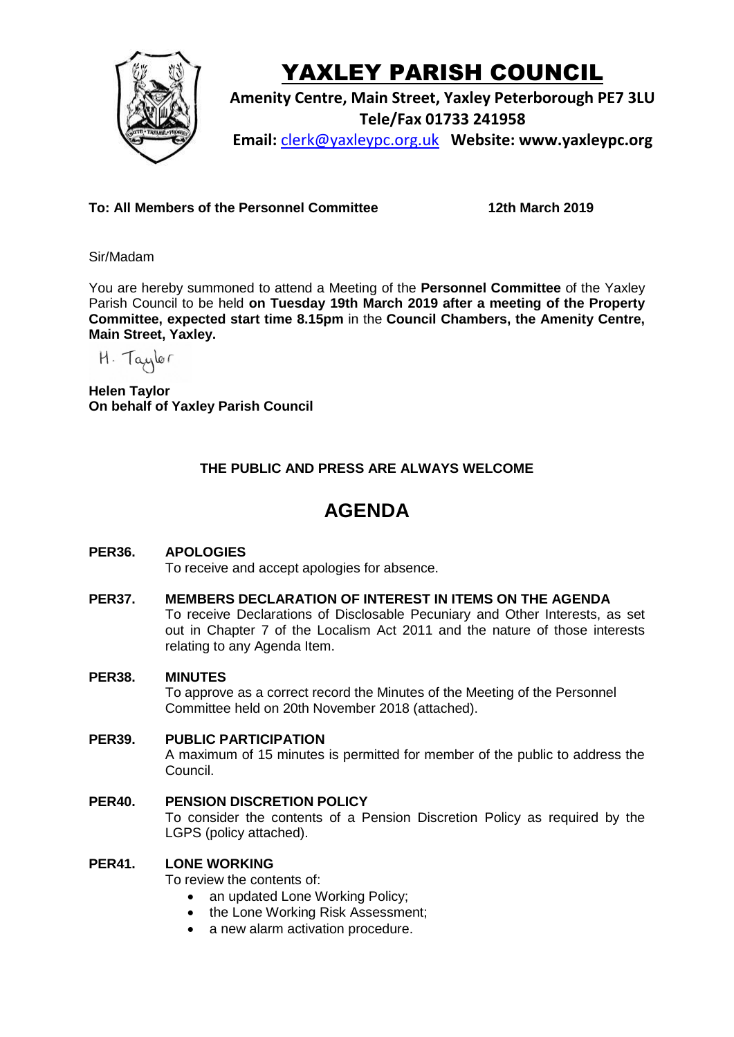# YAXLEY PARISH COUNCIL

**Amenity Centre, Main Street, Yaxley Peterborough PE7 3LU**
**Tele/Fax 01733 241958**
**Email:** clerk@yaxleypc.org.uk **Website: www.yaxleypc.org**

**To: All Members of the Personnel Committee** **12th March 2019**

Sir/Madam

You are hereby summoned to attend a Meeting of the **Personnel Committee** of the Yaxley Parish Council to be held **on Tuesday 19th March 2019 after a meeting of the Property Committee, expected start time 8.15pm** in the **Council Chambers, the Amenity Centre, Main Street, Yaxley.**

H. Taylor

**Helen Taylor**
**On behalf of Yaxley Parish Council**

**THE PUBLIC AND PRESS ARE ALWAYS WELCOME**

## AGENDA

**PER36. APOLOGIES**
To receive and accept apologies for absence.

**PER37. MEMBERS DECLARATION OF INTEREST IN ITEMS ON THE AGENDA**
To receive Declarations of Disclosable Pecuniary and Other Interests, as set out in Chapter 7 of the Localism Act 2011 and the nature of those interests relating to any Agenda Item.

**PER38. MINUTES**
To approve as a correct record the Minutes of the Meeting of the Personnel Committee held on 20th November 2018 (attached).

**PER39. PUBLIC PARTICIPATION**
A maximum of 15 minutes is permitted for member of the public to address the Council.

**PER40. PENSION DISCRETION POLICY**
To consider the contents of a Pension Discretion Policy as required by the LGPS (policy attached).

**PER41. LONE WORKING**
To review the contents of:

- an updated Lone Working Policy;
- the Lone Working Risk Assessment;
- a new alarm activation procedure.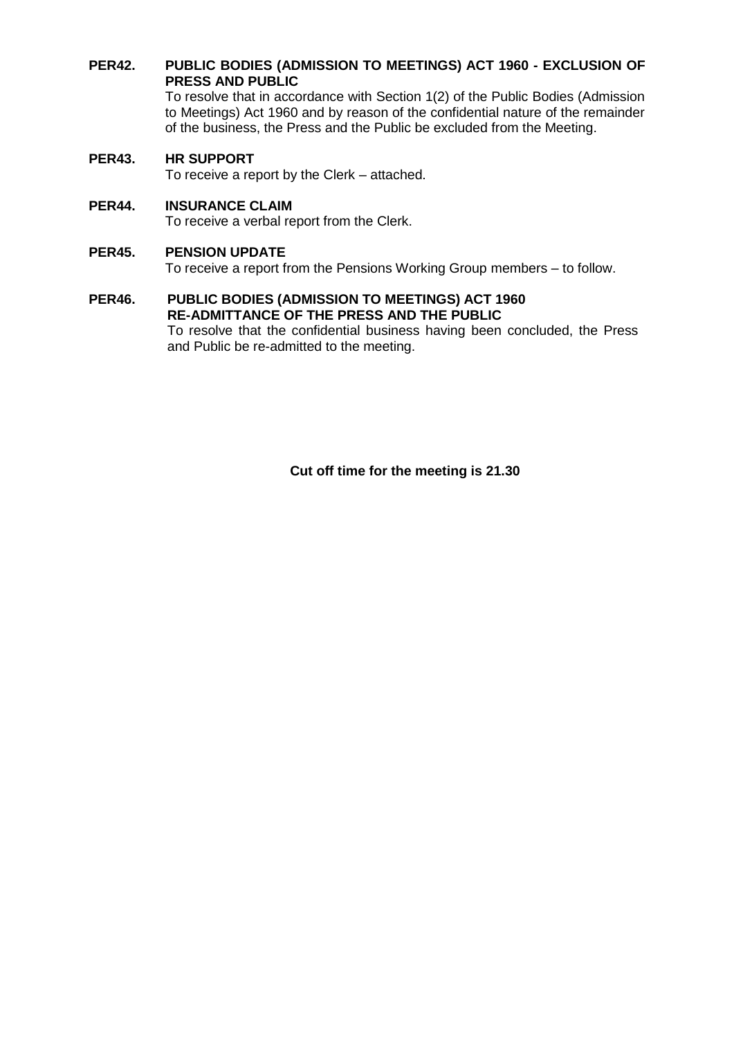**PER42. PUBLIC BODIES (ADMISSION TO MEETINGS) ACT 1960 - EXCLUSION OF PRESS AND PUBLIC**

To resolve that in accordance with Section 1(2) of the Public Bodies (Admission to Meetings) Act 1960 and by reason of the confidential nature of the remainder of the business, the Press and the Public be excluded from the Meeting.

**PER43. HR SUPPORT**

To receive a report by the Clerk – attached.

**PER44. INSURANCE CLAIM**

To receive a verbal report from the Clerk.

**PER45. PENSION UPDATE**

To receive a report from the Pensions Working Group members – to follow.

**PER46. PUBLIC BODIES (ADMISSION TO MEETINGS) ACT 1960 RE-ADMITTANCE OF THE PRESS AND THE PUBLIC**

To resolve that the confidential business having been concluded, the Press and Public be re-admitted to the meeting.

**Cut off time for the meeting is 21.30**